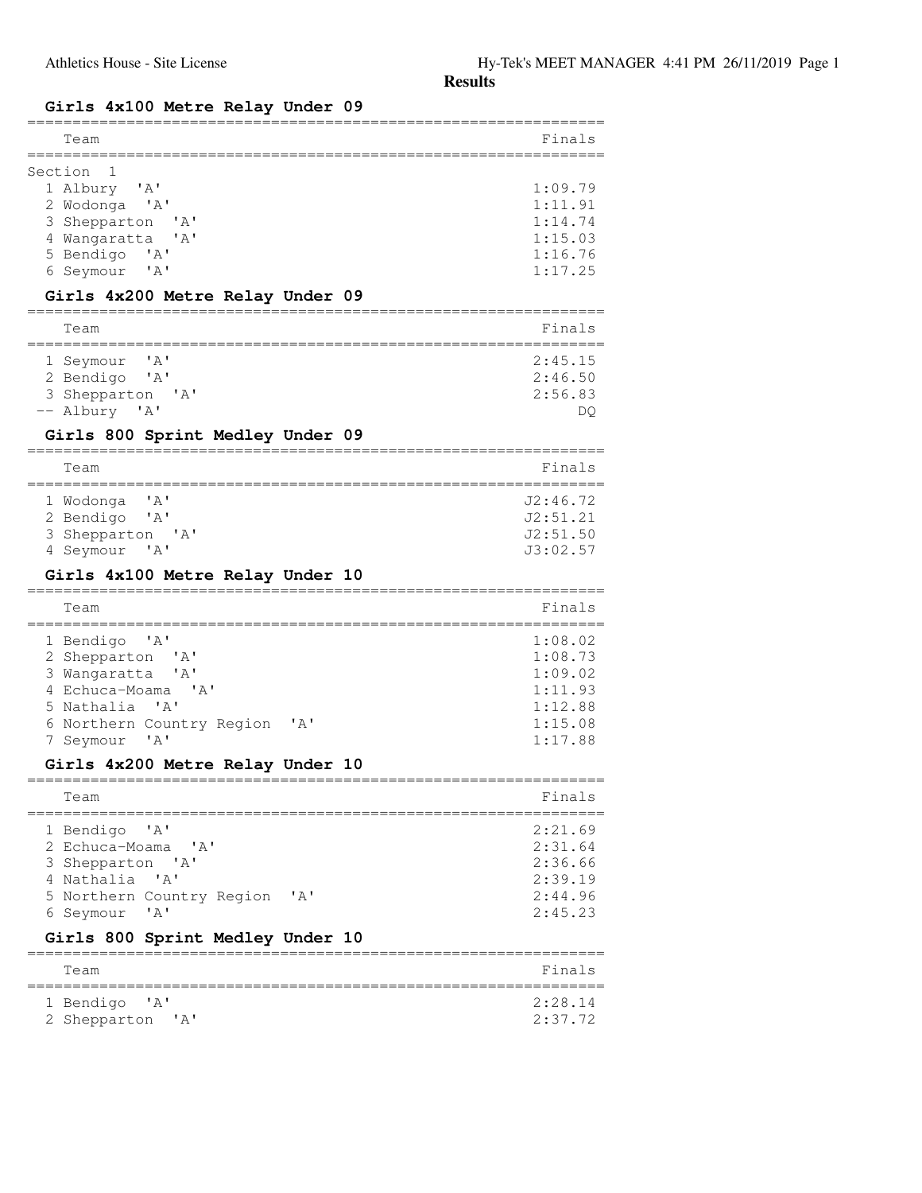## Results

### Girls 4x100 Metre Relay Under 09

Section 1

| Place | Team | Finals |
| --- | --- | --- |
| 1 | Albury 'A' | 1:09.79 |
| 2 | Wodonga 'A' | 1:11.91 |
| 3 | Shepparton 'A' | 1:14.74 |
| 4 | Wangaratta 'A' | 1:15.03 |
| 5 | Bendigo 'A' | 1:16.76 |
| 6 | Seymour 'A' | 1:17.25 |

### Girls 4x200 Metre Relay Under 09

| Place | Team | Finals |
| --- | --- | --- |
| 1 | Seymour 'A' | 2:45.15 |
| 2 | Bendigo 'A' | 2:46.50 |
| 3 | Shepparton 'A' | 2:56.83 |
| -- | Albury 'A' | DQ |

### Girls 800 Sprint Medley Under 09

| Place | Team | Finals |
| --- | --- | --- |
| 1 | Wodonga 'A' | J2:46.72 |
| 2 | Bendigo 'A' | J2:51.21 |
| 3 | Shepparton 'A' | J2:51.50 |
| 4 | Seymour 'A' | J3:02.57 |

### Girls 4x100 Metre Relay Under 10

| Place | Team | Finals |
| --- | --- | --- |
| 1 | Bendigo 'A' | 1:08.02 |
| 2 | Shepparton 'A' | 1:08.73 |
| 3 | Wangaratta 'A' | 1:09.02 |
| 4 | Echuca-Moama 'A' | 1:11.93 |
| 5 | Nathalia 'A' | 1:12.88 |
| 6 | Northern Country Region 'A' | 1:15.08 |
| 7 | Seymour 'A' | 1:17.88 |

### Girls 4x200 Metre Relay Under 10

| Place | Team | Finals |
| --- | --- | --- |
| 1 | Bendigo 'A' | 2:21.69 |
| 2 | Echuca-Moama 'A' | 2:31.64 |
| 3 | Shepparton 'A' | 2:36.66 |
| 4 | Nathalia 'A' | 2:39.19 |
| 5 | Northern Country Region 'A' | 2:44.96 |
| 6 | Seymour 'A' | 2:45.23 |

### Girls 800 Sprint Medley Under 10

| Place | Team | Finals |
| --- | --- | --- |
| 1 | Bendigo 'A' | 2:28.14 |
| 2 | Shepparton 'A' | 2:37.72 |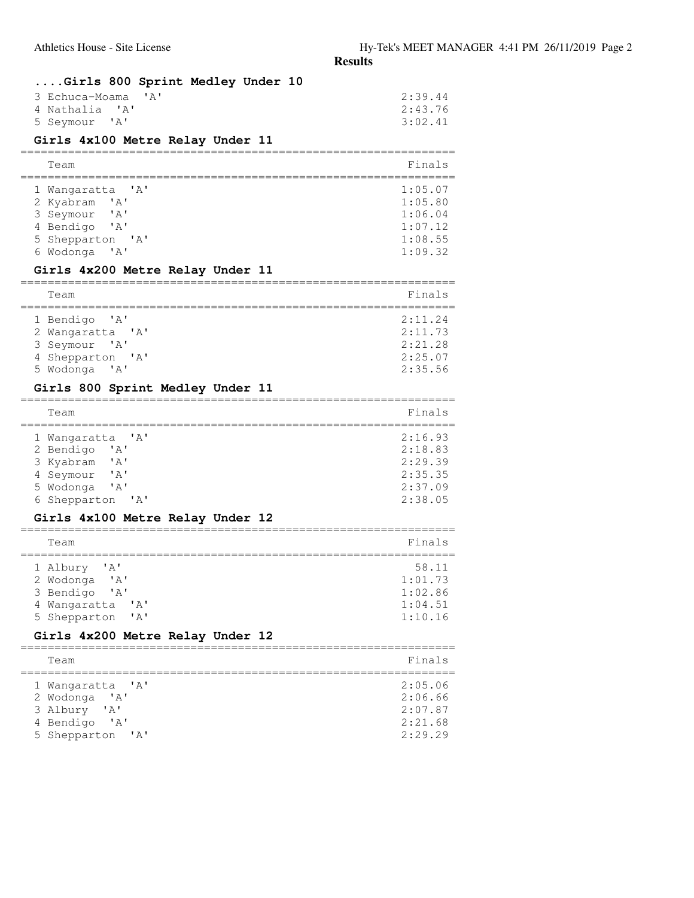## ....Girls 800 Sprint Medley Under 10

| | Team | Finals |
|---|---|---|
| 3 | Echuca-Moama 'A' | 2:39.44 |
| 4 | Nathalia 'A' | 2:43.76 |
| 5 | Seymour 'A' | 3:02.41 |

## Girls 4x100 Metre Relay Under 11

| | Team | Finals |
|---|---|---|
| 1 | Wangaratta 'A' | 1:05.07 |
| 2 | Kyabram 'A' | 1:05.80 |
| 3 | Seymour 'A' | 1:06.04 |
| 4 | Bendigo 'A' | 1:07.12 |
| 5 | Shepparton 'A' | 1:08.55 |
| 6 | Wodonga 'A' | 1:09.32 |

## Girls 4x200 Metre Relay Under 11

| | Team | Finals |
|---|---|---|
| 1 | Bendigo 'A' | 2:11.24 |
| 2 | Wangaratta 'A' | 2:11.73 |
| 3 | Seymour 'A' | 2:21.28 |
| 4 | Shepparton 'A' | 2:25.07 |
| 5 | Wodonga 'A' | 2:35.56 |

## Girls 800 Sprint Medley Under 11

| | Team | Finals |
|---|---|---|
| 1 | Wangaratta 'A' | 2:16.93 |
| 2 | Bendigo 'A' | 2:18.83 |
| 3 | Kyabram 'A' | 2:29.39 |
| 4 | Seymour 'A' | 2:35.35 |
| 5 | Wodonga 'A' | 2:37.09 |
| 6 | Shepparton 'A' | 2:38.05 |

## Girls 4x100 Metre Relay Under 12

| | Team | Finals |
|---|---|---|
| 1 | Albury 'A' | 58.11 |
| 2 | Wodonga 'A' | 1:01.73 |
| 3 | Bendigo 'A' | 1:02.86 |
| 4 | Wangaratta 'A' | 1:04.51 |
| 5 | Shepparton 'A' | 1:10.16 |

## Girls 4x200 Metre Relay Under 12

| | Team | Finals |
|---|---|---|
| 1 | Wangaratta 'A' | 2:05.06 |
| 2 | Wodonga 'A' | 2:06.66 |
| 3 | Albury 'A' | 2:07.87 |
| 4 | Bendigo 'A' | 2:21.68 |
| 5 | Shepparton 'A' | 2:29.29 |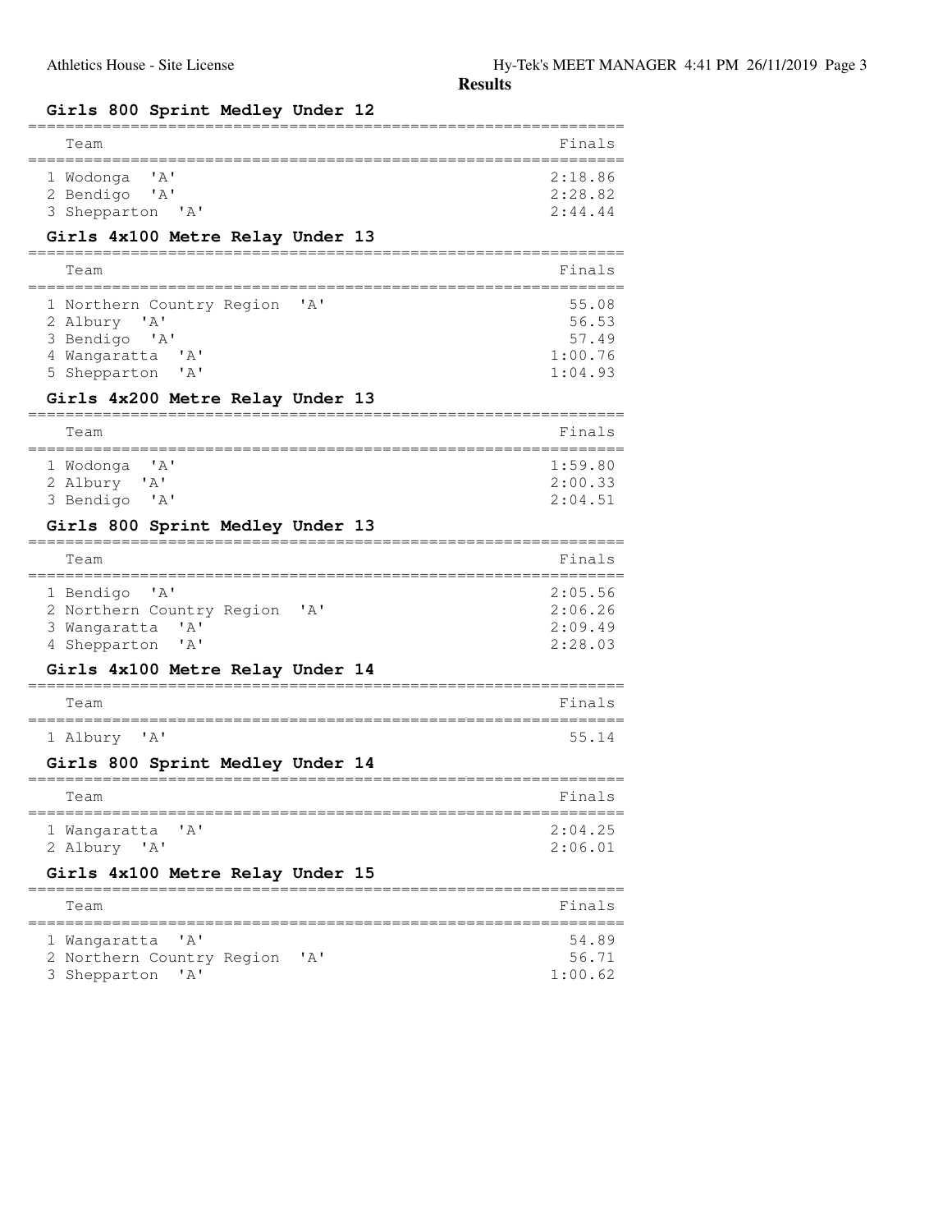**Results**

### Girls 800 Sprint Medley Under 12

| Team | Finals |
|---|---|
| 1 Wodonga 'A' | 2:18.86 |
| 2 Bendigo 'A' | 2:28.82 |
| 3 Shepparton 'A' | 2:44.44 |

### Girls 4x100 Metre Relay Under 13

| Team | Finals |
|---|---|
| 1 Northern Country Region 'A' | 55.08 |
| 2 Albury 'A' | 56.53 |
| 3 Bendigo 'A' | 57.49 |
| 4 Wangaratta 'A' | 1:00.76 |
| 5 Shepparton 'A' | 1:04.93 |

### Girls 4x200 Metre Relay Under 13

| Team | Finals |
|---|---|
| 1 Wodonga 'A' | 1:59.80 |
| 2 Albury 'A' | 2:00.33 |
| 3 Bendigo 'A' | 2:04.51 |

### Girls 800 Sprint Medley Under 13

| Team | Finals |
|---|---|
| 1 Bendigo 'A' | 2:05.56 |
| 2 Northern Country Region 'A' | 2:06.26 |
| 3 Wangaratta 'A' | 2:09.49 |
| 4 Shepparton 'A' | 2:28.03 |

### Girls 4x100 Metre Relay Under 14

| Team | Finals |
|---|---|
| 1 Albury 'A' | 55.14 |

### Girls 800 Sprint Medley Under 14

| Team | Finals |
|---|---|
| 1 Wangaratta 'A' | 2:04.25 |
| 2 Albury 'A' | 2:06.01 |

### Girls 4x100 Metre Relay Under 15

| Team | Finals |
|---|---|
| 1 Wangaratta 'A' | 54.89 |
| 2 Northern Country Region 'A' | 56.71 |
| 3 Shepparton 'A' | 1:00.62 |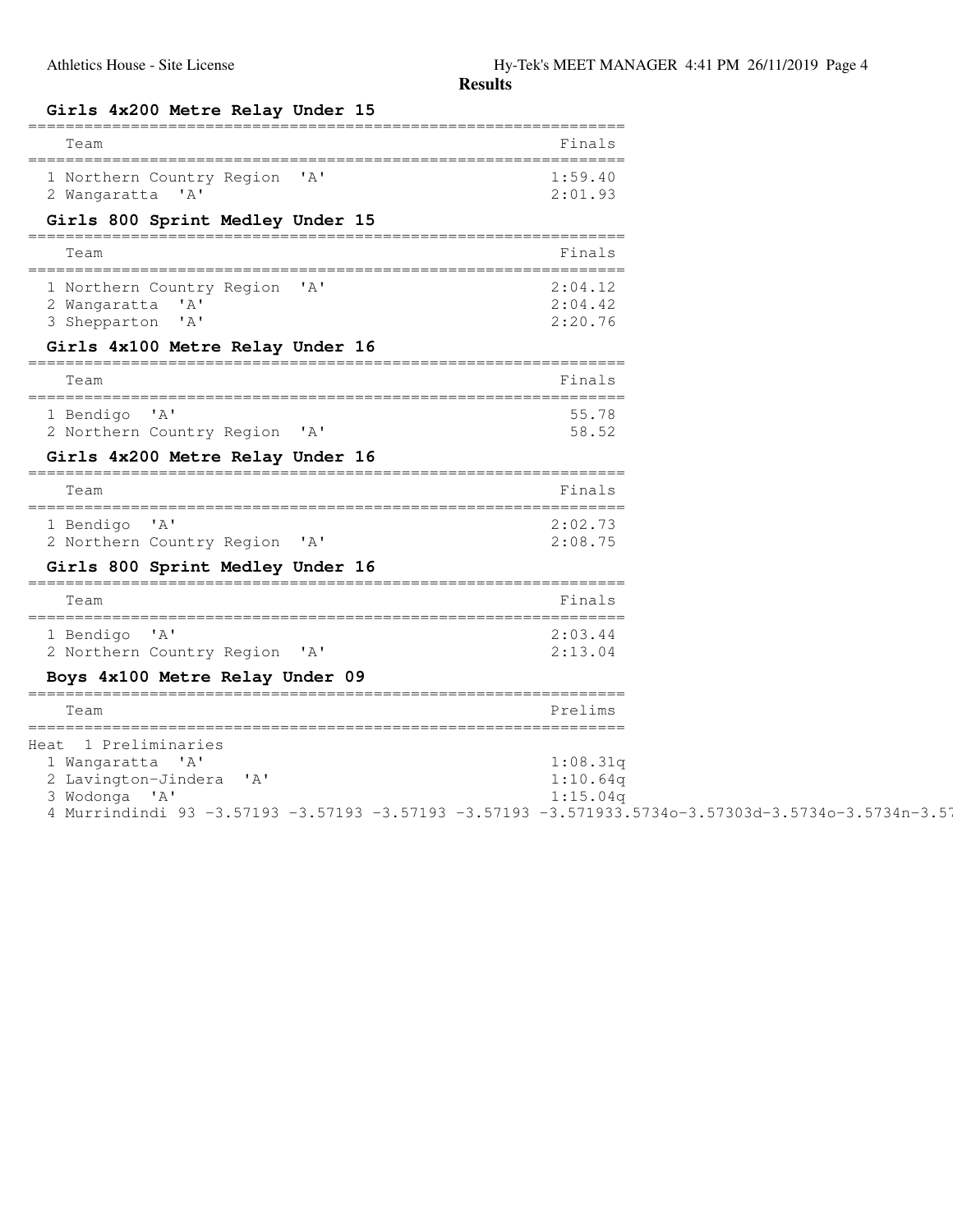**Results**

### Girls 4x200 Metre Relay Under 15

| Team | Finals |
| --- | --- |
| 1 Northern Country Region 'A' | 1:59.40 |
| 2 Wangaratta 'A' | 2:01.93 |

### Girls 800 Sprint Medley Under 15

| Team | Finals |
| --- | --- |
| 1 Northern Country Region 'A' | 2:04.12 |
| 2 Wangaratta 'A' | 2:04.42 |
| 3 Shepparton 'A' | 2:20.76 |

### Girls 4x100 Metre Relay Under 16

| Team | Finals |
| --- | --- |
| 1 Bendigo 'A' | 55.78 |
| 2 Northern Country Region 'A' | 58.52 |

### Girls 4x200 Metre Relay Under 16

| Team | Finals |
| --- | --- |
| 1 Bendigo 'A' | 2:02.73 |
| 2 Northern Country Region 'A' | 2:08.75 |

### Girls 800 Sprint Medley Under 16

| Team | Finals |
| --- | --- |
| 1 Bendigo 'A' | 2:03.44 |
| 2 Northern Country Region 'A' | 2:13.04 |

### Boys 4x100 Metre Relay Under 09

| Team | Prelims |
| --- | --- |
| Heat 1 Preliminaries | |
| 1 Wangaratta 'A' | 1:08.31q |
| 2 Lavington-Jindera 'A' | 1:10.64q |
| 3 Wodonga 'A' | 1:15.04q |
| 4 Murrindindi 93 -3.57193 -3.57193 -3.57193 -3.57193 -3.571933.5734o-3.57303d-3.5734o-3.5734n-3.57 | |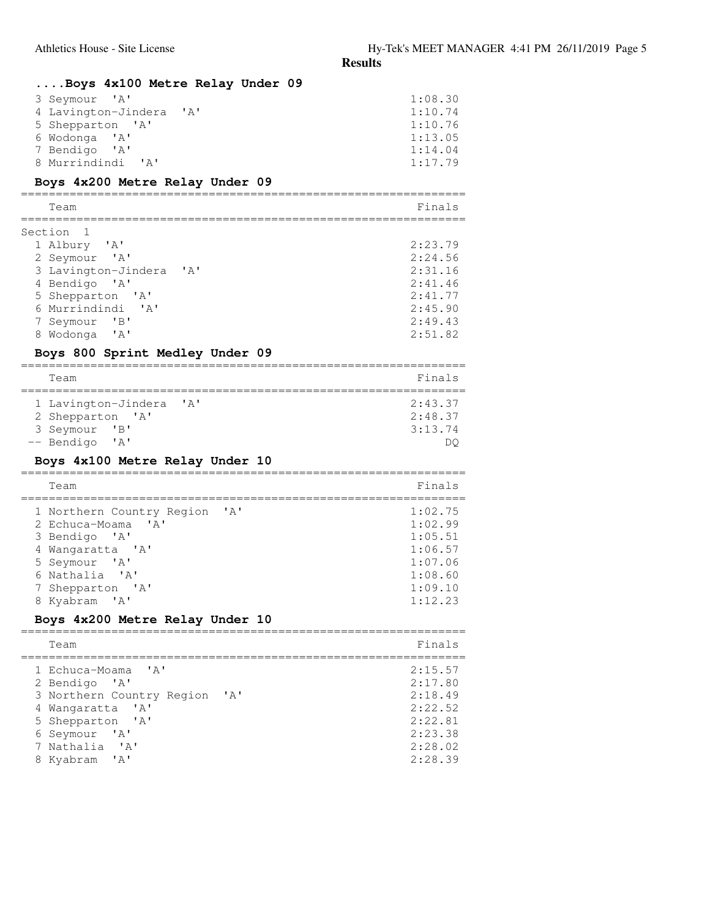## Results

### ....Boys 4x100 Metre Relay Under 09

| Team | Finals |
|---|---|
| 3 Seymour 'A' | 1:08.30 |
| 4 Lavington-Jindera 'A' | 1:10.74 |
| 5 Shepparton 'A' | 1:10.76 |
| 6 Wodonga 'A' | 1:13.05 |
| 7 Bendigo 'A' | 1:14.04 |
| 8 Murrindindi 'A' | 1:17.79 |

### Boys 4x200 Metre Relay Under 09

| Team | Finals |
|---|---|
| Section 1 | |
| 1 Albury 'A' | 2:23.79 |
| 2 Seymour 'A' | 2:24.56 |
| 3 Lavington-Jindera 'A' | 2:31.16 |
| 4 Bendigo 'A' | 2:41.46 |
| 5 Shepparton 'A' | 2:41.77 |
| 6 Murrindindi 'A' | 2:45.90 |
| 7 Seymour 'B' | 2:49.43 |
| 8 Wodonga 'A' | 2:51.82 |

### Boys 800 Sprint Medley Under 09

| Team | Finals |
|---|---|
| 1 Lavington-Jindera 'A' | 2:43.37 |
| 2 Shepparton 'A' | 2:48.37 |
| 3 Seymour 'B' | 3:13.74 |
| -- Bendigo 'A' | DQ |

### Boys 4x100 Metre Relay Under 10

| Team | Finals |
|---|---|
| 1 Northern Country Region 'A' | 1:02.75 |
| 2 Echuca-Moama 'A' | 1:02.99 |
| 3 Bendigo 'A' | 1:05.51 |
| 4 Wangaratta 'A' | 1:06.57 |
| 5 Seymour 'A' | 1:07.06 |
| 6 Nathalia 'A' | 1:08.60 |
| 7 Shepparton 'A' | 1:09.10 |
| 8 Kyabram 'A' | 1:12.23 |

### Boys 4x200 Metre Relay Under 10

| Team | Finals |
|---|---|
| 1 Echuca-Moama 'A' | 2:15.57 |
| 2 Bendigo 'A' | 2:17.80 |
| 3 Northern Country Region 'A' | 2:18.49 |
| 4 Wangaratta 'A' | 2:22.52 |
| 5 Shepparton 'A' | 2:22.81 |
| 6 Seymour 'A' | 2:23.38 |
| 7 Nathalia 'A' | 2:28.02 |
| 8 Kyabram 'A' | 2:28.39 |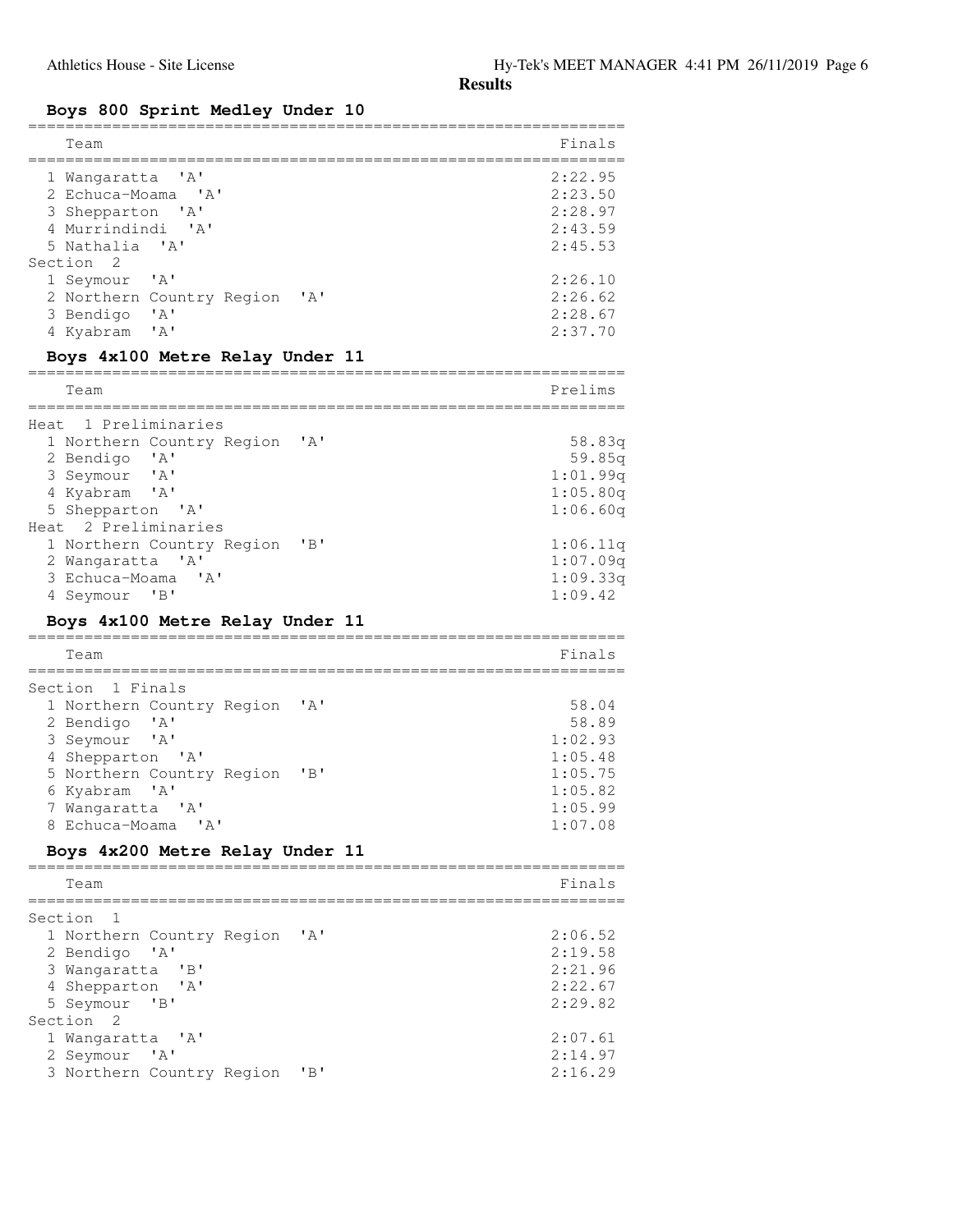## Results

### Boys 800 Sprint Medley Under 10

| Team | Finals |
|---|---|
| 1 Wangaratta 'A' | 2:22.95 |
| 2 Echuca-Moama 'A' | 2:23.50 |
| 3 Shepparton 'A' | 2:28.97 |
| 4 Murrindindi 'A' | 2:43.59 |
| 5 Nathalia 'A' | 2:45.53 |
| **Section 2** | |
| 1 Seymour 'A' | 2:26.10 |
| 2 Northern Country Region 'A' | 2:26.62 |
| 3 Bendigo 'A' | 2:28.67 |
| 4 Kyabram 'A' | 2:37.70 |

### Boys 4x100 Metre Relay Under 11

| Team | Prelims |
|---|---|
| **Heat 1 Preliminaries** | |
| 1 Northern Country Region 'A' | 58.83q |
| 2 Bendigo 'A' | 59.85q |
| 3 Seymour 'A' | 1:01.99q |
| 4 Kyabram 'A' | 1:05.80q |
| 5 Shepparton 'A' | 1:06.60q |
| **Heat 2 Preliminaries** | |
| 1 Northern Country Region 'B' | 1:06.11q |
| 2 Wangaratta 'A' | 1:07.09q |
| 3 Echuca-Moama 'A' | 1:09.33q |
| 4 Seymour 'B' | 1:09.42 |

### Boys 4x100 Metre Relay Under 11

| Team | Finals |
|---|---|
| **Section 1 Finals** | |
| 1 Northern Country Region 'A' | 58.04 |
| 2 Bendigo 'A' | 58.89 |
| 3 Seymour 'A' | 1:02.93 |
| 4 Shepparton 'A' | 1:05.48 |
| 5 Northern Country Region 'B' | 1:05.75 |
| 6 Kyabram 'A' | 1:05.82 |
| 7 Wangaratta 'A' | 1:05.99 |
| 8 Echuca-Moama 'A' | 1:07.08 |

### Boys 4x200 Metre Relay Under 11

| Team | Finals |
|---|---|
| **Section 1** | |
| 1 Northern Country Region 'A' | 2:06.52 |
| 2 Bendigo 'A' | 2:19.58 |
| 3 Wangaratta 'B' | 2:21.96 |
| 4 Shepparton 'A' | 2:22.67 |
| 5 Seymour 'B' | 2:29.82 |
| **Section 2** | |
| 1 Wangaratta 'A' | 2:07.61 |
| 2 Seymour 'A' | 2:14.97 |
| 3 Northern Country Region 'B' | 2:16.29 |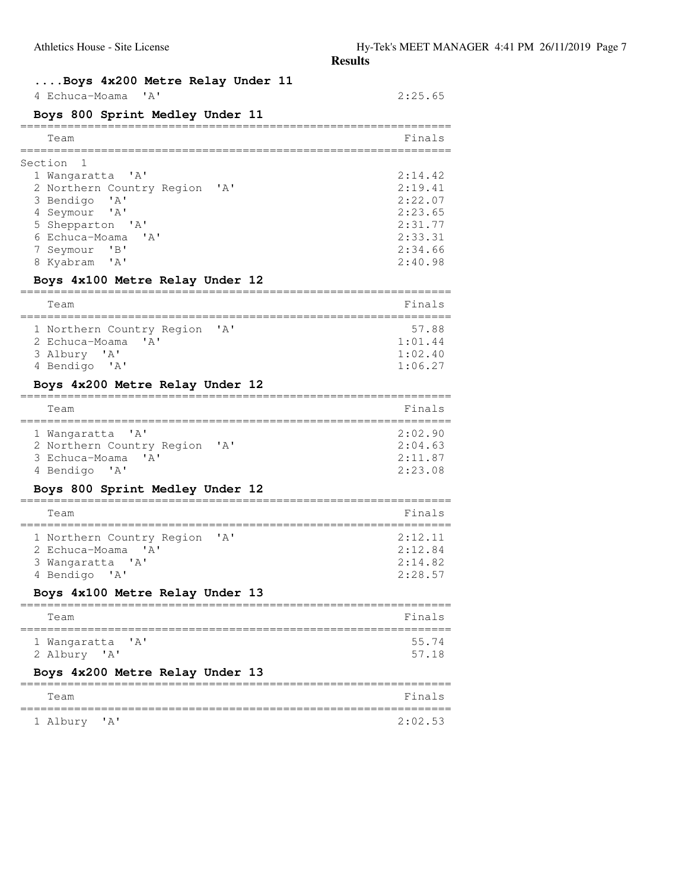## ....Boys 4x200 Metre Relay Under 11

| Team | Finals |
|---|---|
| 4 Echuca-Moama 'A' | 2:25.65 |

## Boys 800 Sprint Medley Under 11

| Team | Finals |
|---|---|
| Section 1 | |
| 1 Wangaratta 'A' | 2:14.42 |
| 2 Northern Country Region 'A' | 2:19.41 |
| 3 Bendigo 'A' | 2:22.07 |
| 4 Seymour 'A' | 2:23.65 |
| 5 Shepparton 'A' | 2:31.77 |
| 6 Echuca-Moama 'A' | 2:33.31 |
| 7 Seymour 'B' | 2:34.66 |
| 8 Kyabram 'A' | 2:40.98 |

## Boys 4x100 Metre Relay Under 12

| Team | Finals |
|---|---|
| 1 Northern Country Region 'A' | 57.88 |
| 2 Echuca-Moama 'A' | 1:01.44 |
| 3 Albury 'A' | 1:02.40 |
| 4 Bendigo 'A' | 1:06.27 |

## Boys 4x200 Metre Relay Under 12

| Team | Finals |
|---|---|
| 1 Wangaratta 'A' | 2:02.90 |
| 2 Northern Country Region 'A' | 2:04.63 |
| 3 Echuca-Moama 'A' | 2:11.87 |
| 4 Bendigo 'A' | 2:23.08 |

## Boys 800 Sprint Medley Under 12

| Team | Finals |
|---|---|
| 1 Northern Country Region 'A' | 2:12.11 |
| 2 Echuca-Moama 'A' | 2:12.84 |
| 3 Wangaratta 'A' | 2:14.82 |
| 4 Bendigo 'A' | 2:28.57 |

## Boys 4x100 Metre Relay Under 13

| Team | Finals |
|---|---|
| 1 Wangaratta 'A' | 55.74 |
| 2 Albury 'A' | 57.18 |

## Boys 4x200 Metre Relay Under 13

| Team | Finals |
|---|---|
| 1 Albury 'A' | 2:02.53 |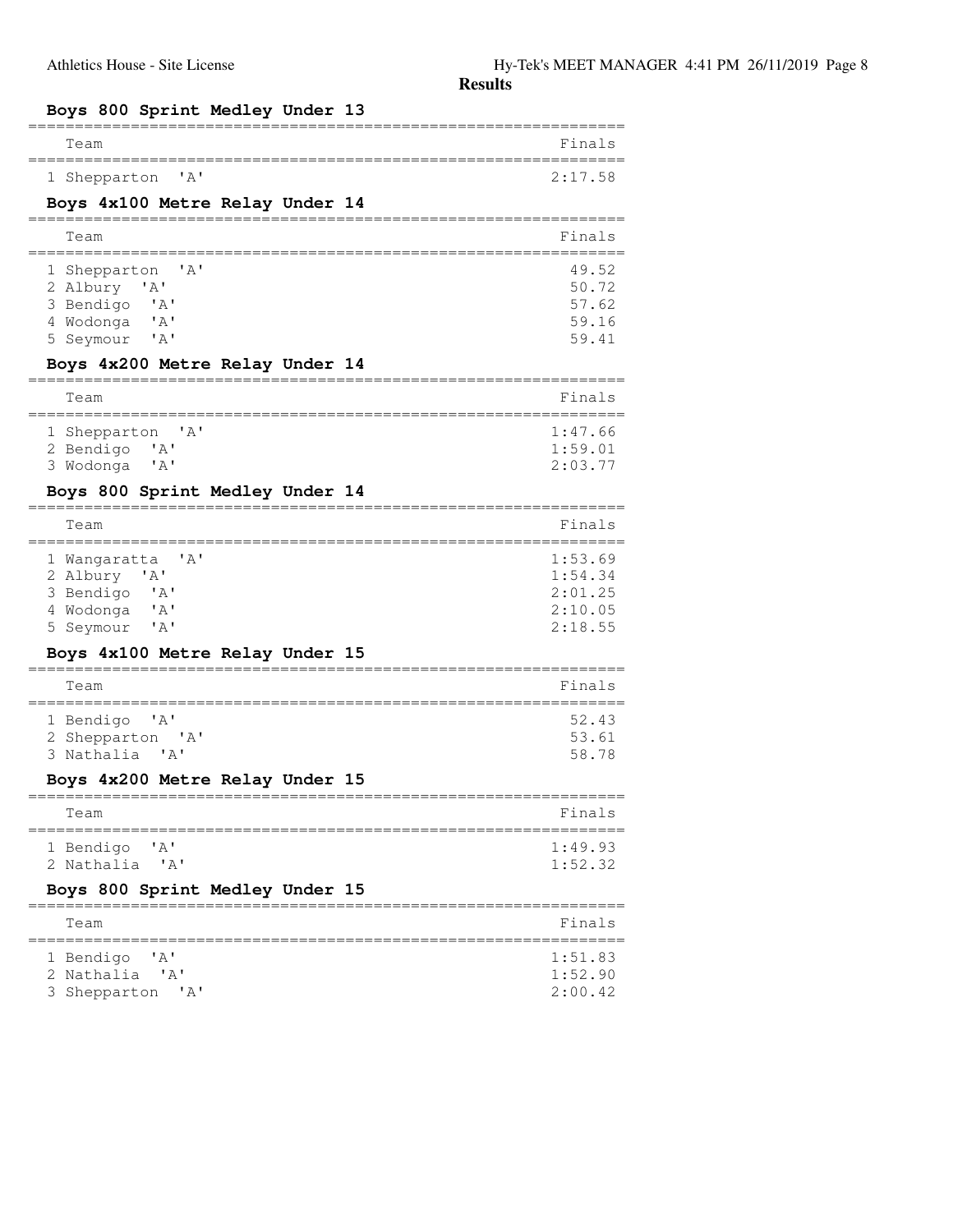# Results

### Boys 800 Sprint Medley Under 13

| | Team | Finals |
|---|---|---|
| 1 | Shepparton 'A' | 2:17.58 |

### Boys 4x100 Metre Relay Under 14

| | Team | Finals |
|---|---|---|
| 1 | Shepparton 'A' | 49.52 |
| 2 | Albury 'A' | 50.72 |
| 3 | Bendigo 'A' | 57.62 |
| 4 | Wodonga 'A' | 59.16 |
| 5 | Seymour 'A' | 59.41 |

### Boys 4x200 Metre Relay Under 14

| | Team | Finals |
|---|---|---|
| 1 | Shepparton 'A' | 1:47.66 |
| 2 | Bendigo 'A' | 1:59.01 |
| 3 | Wodonga 'A' | 2:03.77 |

### Boys 800 Sprint Medley Under 14

| | Team | Finals |
|---|---|---|
| 1 | Wangaratta 'A' | 1:53.69 |
| 2 | Albury 'A' | 1:54.34 |
| 3 | Bendigo 'A' | 2:01.25 |
| 4 | Wodonga 'A' | 2:10.05 |
| 5 | Seymour 'A' | 2:18.55 |

### Boys 4x100 Metre Relay Under 15

| | Team | Finals |
|---|---|---|
| 1 | Bendigo 'A' | 52.43 |
| 2 | Shepparton 'A' | 53.61 |
| 3 | Nathalia 'A' | 58.78 |

### Boys 4x200 Metre Relay Under 15

| | Team | Finals |
|---|---|---|
| 1 | Bendigo 'A' | 1:49.93 |
| 2 | Nathalia 'A' | 1:52.32 |

### Boys 800 Sprint Medley Under 15

| | Team | Finals |
|---|---|---|
| 1 | Bendigo 'A' | 1:51.83 |
| 2 | Nathalia 'A' | 1:52.90 |
| 3 | Shepparton 'A' | 2:00.42 |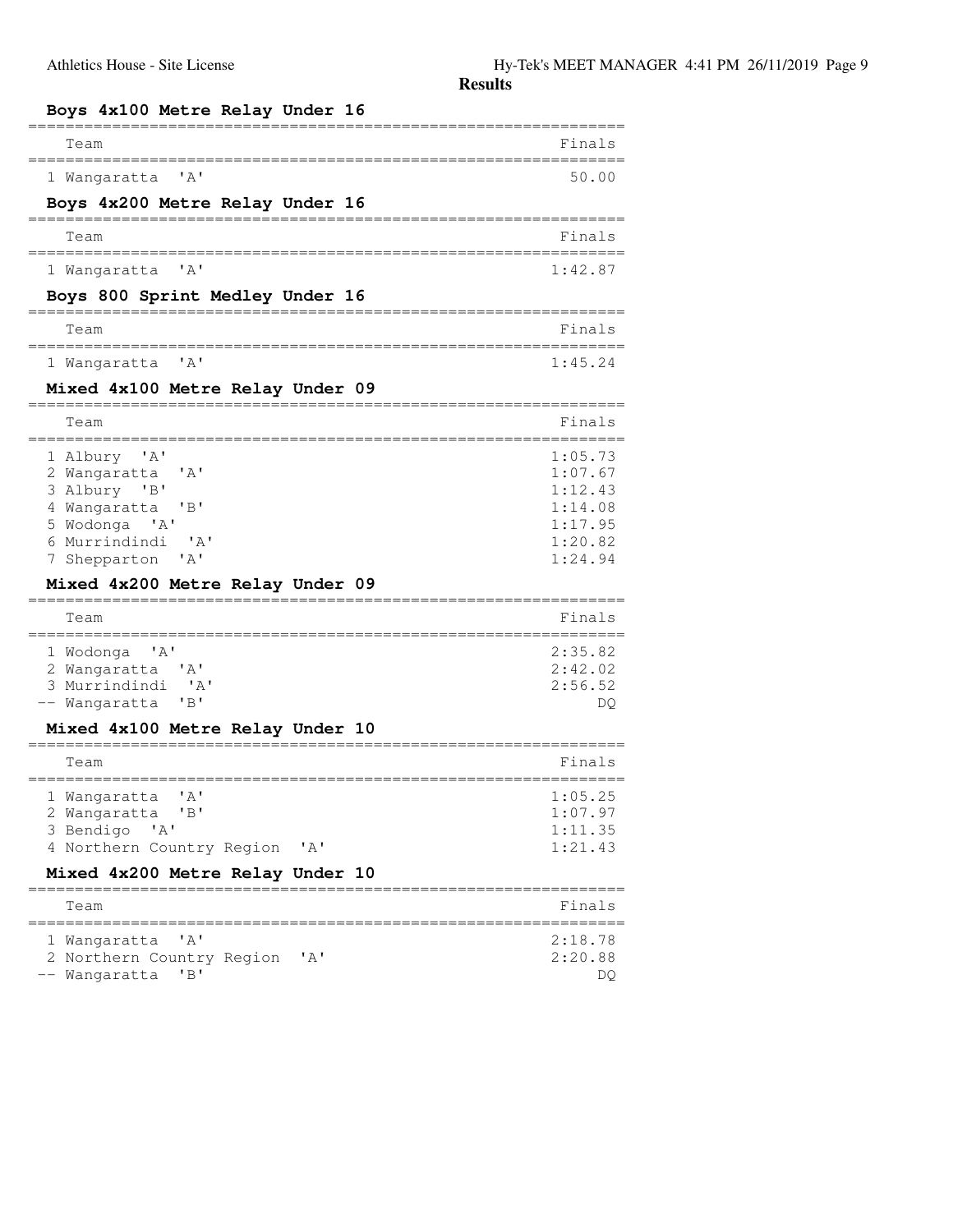## Results

### Boys 4x100 Metre Relay Under 16

| Team | Finals |
|---|---|
| 1 Wangaratta 'A' | 50.00 |

### Boys 4x200 Metre Relay Under 16

| Team | Finals |
|---|---|
| 1 Wangaratta 'A' | 1:42.87 |

### Boys 800 Sprint Medley Under 16

| Team | Finals |
|---|---|
| 1 Wangaratta 'A' | 1:45.24 |

### Mixed 4x100 Metre Relay Under 09

| Team | Finals |
|---|---|
| 1 Albury 'A' | 1:05.73 |
| 2 Wangaratta 'A' | 1:07.67 |
| 3 Albury 'B' | 1:12.43 |
| 4 Wangaratta 'B' | 1:14.08 |
| 5 Wodonga 'A' | 1:17.95 |
| 6 Murrindindi 'A' | 1:20.82 |
| 7 Shepparton 'A' | 1:24.94 |

### Mixed 4x200 Metre Relay Under 09

| Team | Finals |
|---|---|
| 1 Wodonga 'A' | 2:35.82 |
| 2 Wangaratta 'A' | 2:42.02 |
| 3 Murrindindi 'A' | 2:56.52 |
| -- Wangaratta 'B' | DQ |

### Mixed 4x100 Metre Relay Under 10

| Team | Finals |
|---|---|
| 1 Wangaratta 'A' | 1:05.25 |
| 2 Wangaratta 'B' | 1:07.97 |
| 3 Bendigo 'A' | 1:11.35 |
| 4 Northern Country Region 'A' | 1:21.43 |

### Mixed 4x200 Metre Relay Under 10

| Team | Finals |
|---|---|
| 1 Wangaratta 'A' | 2:18.78 |
| 2 Northern Country Region 'A' | 2:20.88 |
| -- Wangaratta 'B' | DQ |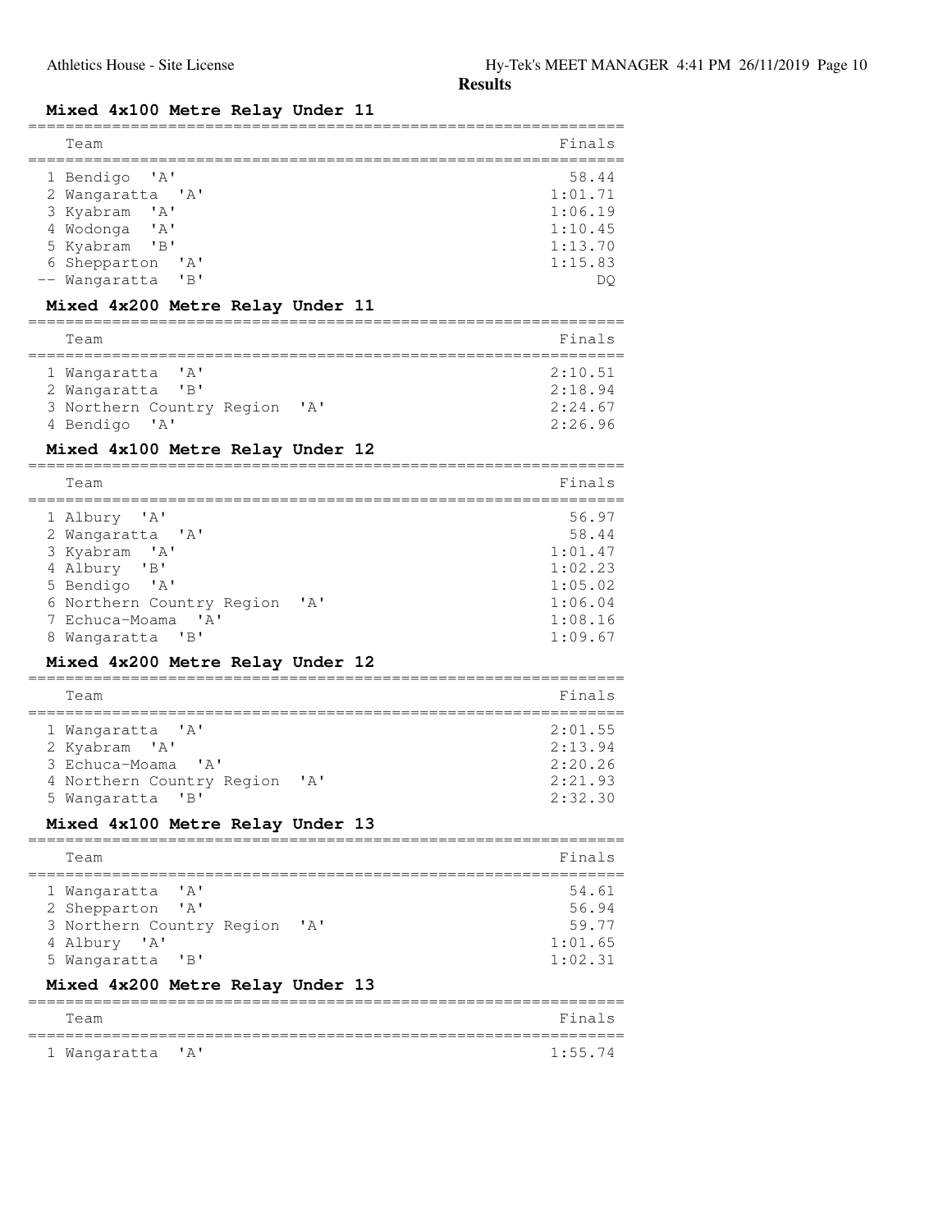## Results

### Mixed 4x100 Metre Relay Under 11

| | Team | Finals |
|---|---|---|
| 1 | Bendigo 'A' | 58.44 |
| 2 | Wangaratta 'A' | 1:01.71 |
| 3 | Kyabram 'A' | 1:06.19 |
| 4 | Wodonga 'A' | 1:10.45 |
| 5 | Kyabram 'B' | 1:13.70 |
| 6 | Shepparton 'A' | 1:15.83 |
| -- | Wangaratta 'B' | DQ |

### Mixed 4x200 Metre Relay Under 11

| | Team | Finals |
|---|---|---|
| 1 | Wangaratta 'A' | 2:10.51 |
| 2 | Wangaratta 'B' | 2:18.94 |
| 3 | Northern Country Region 'A' | 2:24.67 |
| 4 | Bendigo 'A' | 2:26.96 |

### Mixed 4x100 Metre Relay Under 12

| | Team | Finals |
|---|---|---|
| 1 | Albury 'A' | 56.97 |
| 2 | Wangaratta 'A' | 58.44 |
| 3 | Kyabram 'A' | 1:01.47 |
| 4 | Albury 'B' | 1:02.23 |
| 5 | Bendigo 'A' | 1:05.02 |
| 6 | Northern Country Region 'A' | 1:06.04 |
| 7 | Echuca-Moama 'A' | 1:08.16 |
| 8 | Wangaratta 'B' | 1:09.67 |

### Mixed 4x200 Metre Relay Under 12

| | Team | Finals |
|---|---|---|
| 1 | Wangaratta 'A' | 2:01.55 |
| 2 | Kyabram 'A' | 2:13.94 |
| 3 | Echuca-Moama 'A' | 2:20.26 |
| 4 | Northern Country Region 'A' | 2:21.93 |
| 5 | Wangaratta 'B' | 2:32.30 |

### Mixed 4x100 Metre Relay Under 13

| | Team | Finals |
|---|---|---|
| 1 | Wangaratta 'A' | 54.61 |
| 2 | Shepparton 'A' | 56.94 |
| 3 | Northern Country Region 'A' | 59.77 |
| 4 | Albury 'A' | 1:01.65 |
| 5 | Wangaratta 'B' | 1:02.31 |

### Mixed 4x200 Metre Relay Under 13

| | Team | Finals |
|---|---|---|
| 1 | Wangaratta 'A' | 1:55.74 |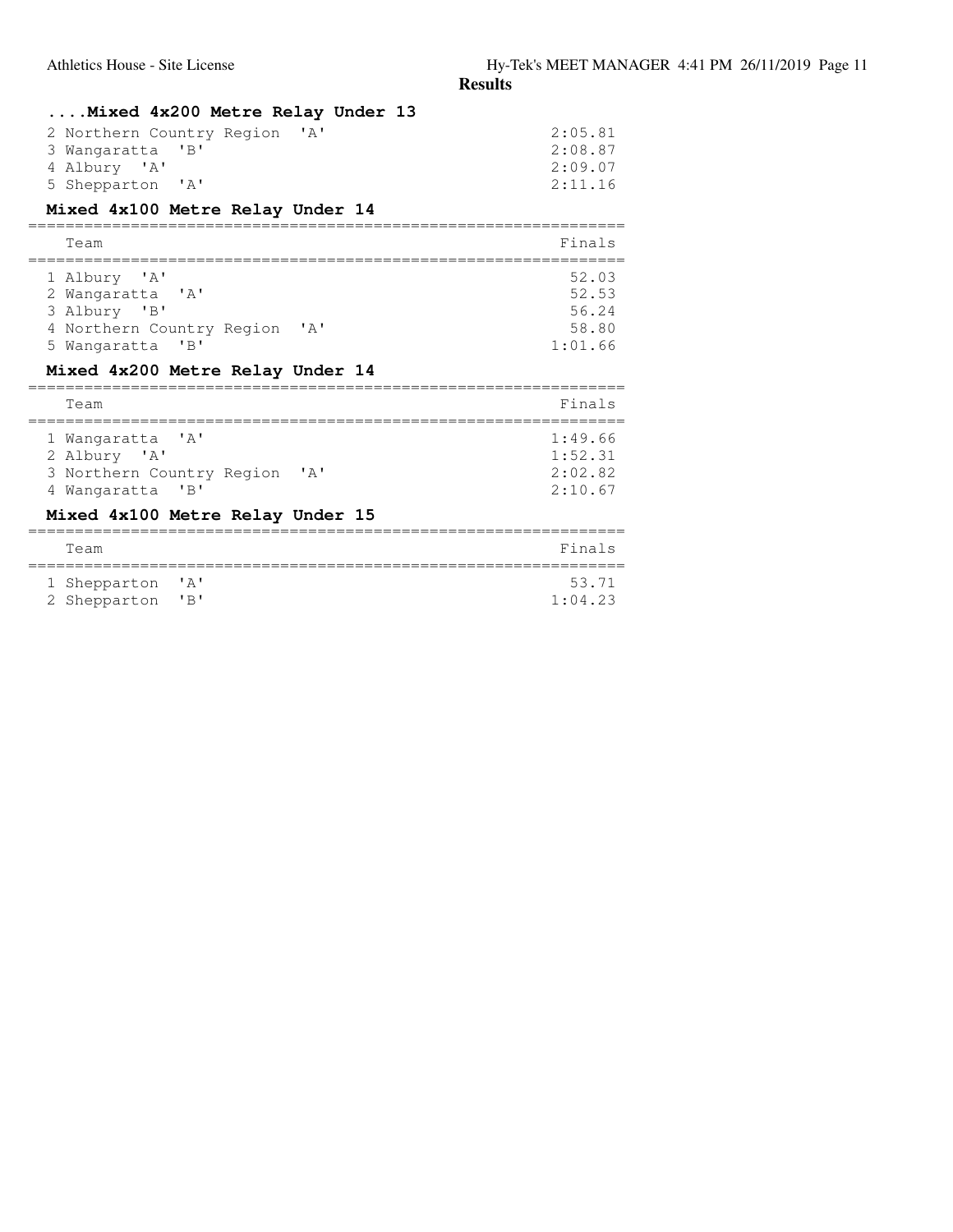## ....Mixed 4x200 Metre Relay Under 13

| | | |
|---|---|---|
| 2 | Northern Country Region 'A' | 2:05.81 |
| 3 | Wangaratta 'B' | 2:08.87 |
| 4 | Albury 'A' | 2:09.07 |
| 5 | Shepparton 'A' | 2:11.16 |

## Mixed 4x100 Metre Relay Under 14

| | Team | Finals |
|---|---|---|
| 1 | Albury 'A' | 52.03 |
| 2 | Wangaratta 'A' | 52.53 |
| 3 | Albury 'B' | 56.24 |
| 4 | Northern Country Region 'A' | 58.80 |
| 5 | Wangaratta 'B' | 1:01.66 |

## Mixed 4x200 Metre Relay Under 14

| | Team | Finals |
|---|---|---|
| 1 | Wangaratta 'A' | 1:49.66 |
| 2 | Albury 'A' | 1:52.31 |
| 3 | Northern Country Region 'A' | 2:02.82 |
| 4 | Wangaratta 'B' | 2:10.67 |

## Mixed 4x100 Metre Relay Under 15

| | Team | Finals |
|---|---|---|
| 1 | Shepparton 'A' | 53.71 |
| 2 | Shepparton 'B' | 1:04.23 |